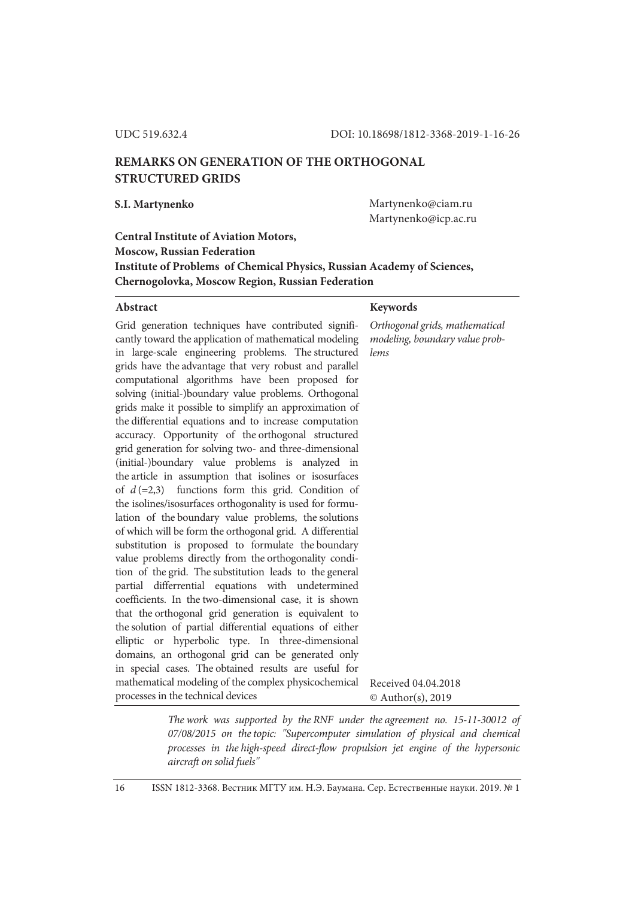UDC 519.632.4 DOI: 10.18698/1812-3368-2019-1-16-26

# REMARKS ON GENERATION OF THE ORTHOGONAL STRUCTURED GRIDS

**S.I. Martynenko**

Martynenko@ciam.ru
Martynenko@icp.ac.ru

**Central Institute of Aviation Motors,**
**Moscow, Russian Federation**
**Institute of Problems of Chemical Physics, Russian Academy of Sciences,**
**Chernogolovka, Moscow Region, Russian Federation**

## Abstract

Grid generation techniques have contributed significantly toward the application of mathematical modeling in large-scale engineering problems. The structured grids have the advantage that very robust and parallel computational algorithms have been proposed for solving (initial-)boundary value problems. Orthogonal grids make it possible to simplify an approximation of the differential equations and to increase computation accuracy. Opportunity of the orthogonal structured grid generation for solving two- and three-dimensional (initial-)boundary value problems is analyzed in the article in assumption that isolines or isosurfaces of $d\,(=2{,}3)$ functions form this grid. Condition of the isolines/isosurfaces orthogonality is used for formulation of the boundary value problems, the solutions of which will be form the orthogonal grid. A differential substitution is proposed to formulate the boundary value problems directly from the orthogonality condition of the grid. The substitution leads to the general partial differrential equations with undetermined coefficients. In the two-dimensional case, it is shown that the orthogonal grid generation is equivalent to the solution of partial differential equations of either elliptic or hyperbolic type. In three-dimensional domains, an orthogonal grid can be generated only in special cases. The obtained results are useful for mathematical modeling of the complex physicochemical processes in the technical devices

## Keywords

*Orthogonal grids, mathematical modeling, boundary value problems*

Received 04.04.2018
© Author(s), 2019

*The work was supported by the RNF under the agreement no. 15-11-30012 of 07/08/2015 on the topic: "Supercomputer simulation of physical and chemical processes in the high-speed direct-flow propulsion jet engine of the hypersonic aircraft on solid fuels"*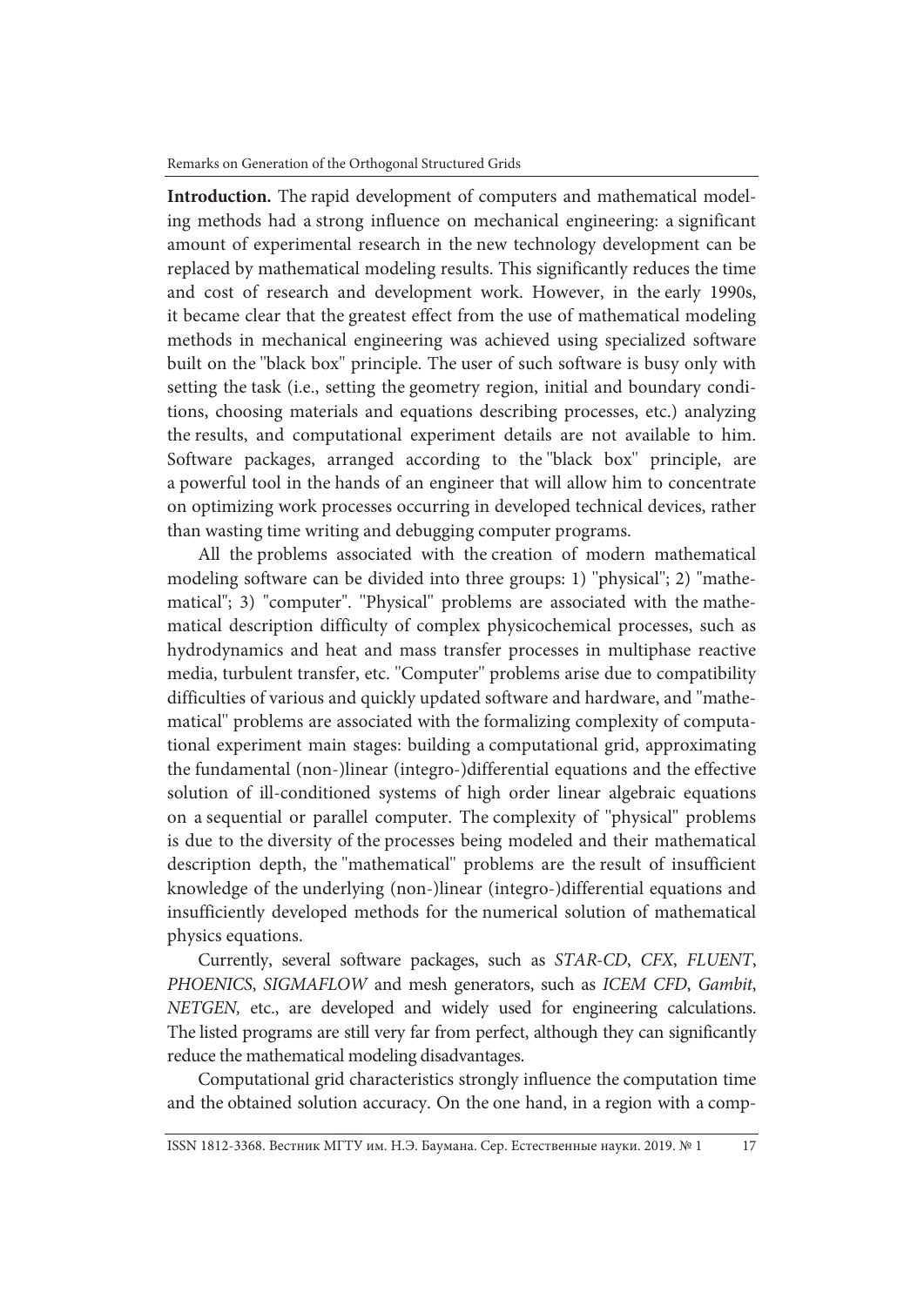**Introduction.** The rapid development of computers and mathematical modeling methods had a strong influence on mechanical engineering: a significant amount of experimental research in the new technology development can be replaced by mathematical modeling results. This significantly reduces the time and cost of research and development work. However, in the early 1990s, it became clear that the greatest effect from the use of mathematical modeling methods in mechanical engineering was achieved using specialized software built on the "black box" principle. The user of such software is busy only with setting the task (i.e., setting the geometry region, initial and boundary conditions, choosing materials and equations describing processes, etc.) analyzing the results, and computational experiment details are not available to him. Software packages, arranged according to the "black box" principle, are a powerful tool in the hands of an engineer that will allow him to concentrate on optimizing work processes occurring in developed technical devices, rather than wasting time writing and debugging computer programs.

All the problems associated with the creation of modern mathematical modeling software can be divided into three groups: 1) "physical"; 2) "mathematical"; 3) "computer". "Physical" problems are associated with the mathematical description difficulty of complex physicochemical processes, such as hydrodynamics and heat and mass transfer processes in multiphase reactive media, turbulent transfer, etc. "Computer" problems arise due to compatibility difficulties of various and quickly updated software and hardware, and "mathematical" problems are associated with the formalizing complexity of computational experiment main stages: building a computational grid, approximating the fundamental (non-)linear (integro-)differential equations and the effective solution of ill-conditioned systems of high order linear algebraic equations on a sequential or parallel computer. The complexity of "physical" problems is due to the diversity of the processes being modeled and their mathematical description depth, the "mathematical" problems are the result of insufficient knowledge of the underlying (non-)linear (integro-)differential equations and insufficiently developed methods for the numerical solution of mathematical physics equations.

Currently, several software packages, such as *STAR-CD*, *CFX*, *FLUENT*, *PHOENICS*, *SIGMAFLOW* and mesh generators, such as *ICEM CFD*, *Gambit*, *NETGEN,* etc., are developed and widely used for engineering calculations. The listed programs are still very far from perfect, although they can significantly reduce the mathematical modeling disadvantages.

Computational grid characteristics strongly influence the computation time and the obtained solution accuracy. On the one hand, in a region with a comp-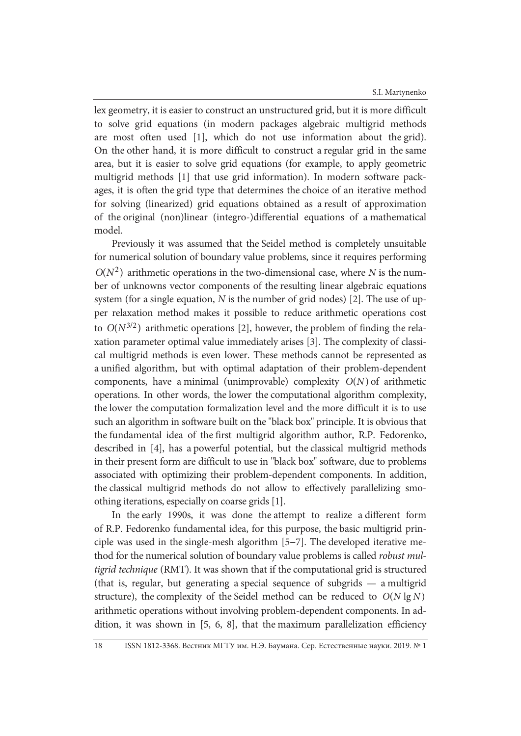lex geometry, it is easier to construct an unstructured grid, but it is more difficult to solve grid equations (in modern packages algebraic multigrid methods are most often used [1], which do not use information about the grid). On the other hand, it is more difficult to construct a regular grid in the same area, but it is easier to solve grid equations (for example, to apply geometric multigrid methods [1] that use grid information). In modern software packages, it is often the grid type that determines the choice of an iterative method for solving (linearized) grid equations obtained as a result of approximation of the original (non)linear (integro-)differential equations of a mathematical model.

Previously it was assumed that the Seidel method is completely unsuitable for numerical solution of boundary value problems, since it requires performing $O(N^2)$ arithmetic operations in the two-dimensional case, where $N$ is the number of unknowns vector components of the resulting linear algebraic equations system (for a single equation, $N$ is the number of grid nodes) [2]. The use of upper relaxation method makes it possible to reduce arithmetic operations cost to $O(N^{3/2})$ arithmetic operations [2], however, the problem of finding the relaxation parameter optimal value immediately arises [3]. The complexity of classical multigrid methods is even lower. These methods cannot be represented as a unified algorithm, but with optimal adaptation of their problem-dependent components, have a minimal (unimprovable) complexity $O(N)$ of arithmetic operations. In other words, the lower the computational algorithm complexity, the lower the computation formalization level and the more difficult it is to use such an algorithm in software built on the "black box" principle. It is obvious that the fundamental idea of the first multigrid algorithm author, R.P. Fedorenko, described in [4], has a powerful potential, but the classical multigrid methods in their present form are difficult to use in "black box" software, due to problems associated with optimizing their problem-dependent components. In addition, the classical multigrid methods do not allow to effectively parallelizing smoothing iterations, especially on coarse grids [1].

In the early 1990s, it was done the attempt to realize a different form of R.P. Fedorenko fundamental idea, for this purpose, the basic multigrid principle was used in the single-mesh algorithm [5–7]. The developed iterative method for the numerical solution of boundary value problems is called *robust multigrid technique* (RMT). It was shown that if the computational grid is structured (that is, regular, but generating a special sequence of subgrids — a multigrid structure), the complexity of the Seidel method can be reduced to $O(N \lg N)$ arithmetic operations without involving problem-dependent components. In addition, it was shown in [5, 6, 8], that the maximum parallelization efficiency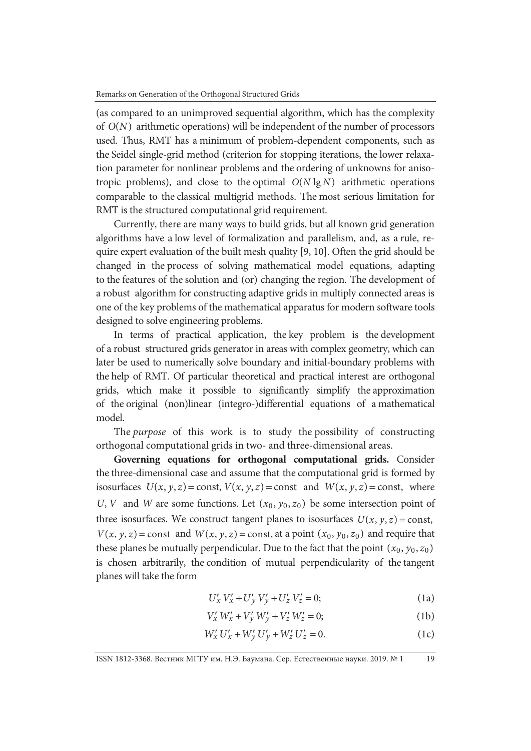(as compared to an unimproved sequential algorithm, which has the complexity of $O(N)$ arithmetic operations) will be independent of the number of processors used. Thus, RMT has a minimum of problem-dependent components, such as the Seidel single-grid method (criterion for stopping iterations, the lower relaxation parameter for nonlinear problems and the ordering of unknowns for anisotropic problems), and close to the optimal $O(N \lg N)$ arithmetic operations comparable to the classical multigrid methods. The most serious limitation for RMT is the structured computational grid requirement.

Currently, there are many ways to build grids, but all known grid generation algorithms have a low level of formalization and parallelism, and, as a rule, require expert evaluation of the built mesh quality [9, 10]. Often the grid should be changed in the process of solving mathematical model equations, adapting to the features of the solution and (or) changing the region. The development of a robust algorithm for constructing adaptive grids in multiply connected areas is one of the key problems of the mathematical apparatus for modern software tools designed to solve engineering problems.

In terms of practical application, the key problem is the development of a robust structured grids generator in areas with complex geometry, which can later be used to numerically solve boundary and initial-boundary problems with the help of RMT. Of particular theoretical and practical interest are orthogonal grids, which make it possible to significantly simplify the approximation of the original (non)linear (integro-)differential equations of a mathematical model.

The *purpose* of this work is to study the possibility of constructing orthogonal computational grids in two- and three-dimensional areas.

**Governing equations for orthogonal computational grids.** Consider the three-dimensional case and assume that the computational grid is formed by isosurfaces $U(x, y, z) = \text{const}$, $V(x, y, z) = \text{const}$ and $W(x, y, z) = \text{const}$, where $U$, $V$ and $W$ are some functions. Let $(x_0, y_0, z_0)$ be some intersection point of three isosurfaces. We construct tangent planes to isosurfaces $U(x, y, z) = \text{const}$, $V(x, y, z) = \text{const}$ and $W(x, y, z) = \text{const}$, at a point $(x_0, y_0, z_0)$ and require that these planes be mutually perpendicular. Due to the fact that the point $(x_0, y_0, z_0)$ is chosen arbitrarily, the condition of mutual perpendicularity of the tangent planes will take the form

$$U'_x V'_x + U'_y V'_y + U'_z V'_z = 0; \tag{1a}$$

$$V'_x W'_x + V'_y W'_y + V'_z W'_z = 0; \tag{1b}$$

$$W'_x U'_x + W'_y U'_y + W'_z U'_z = 0. \tag{1c}$$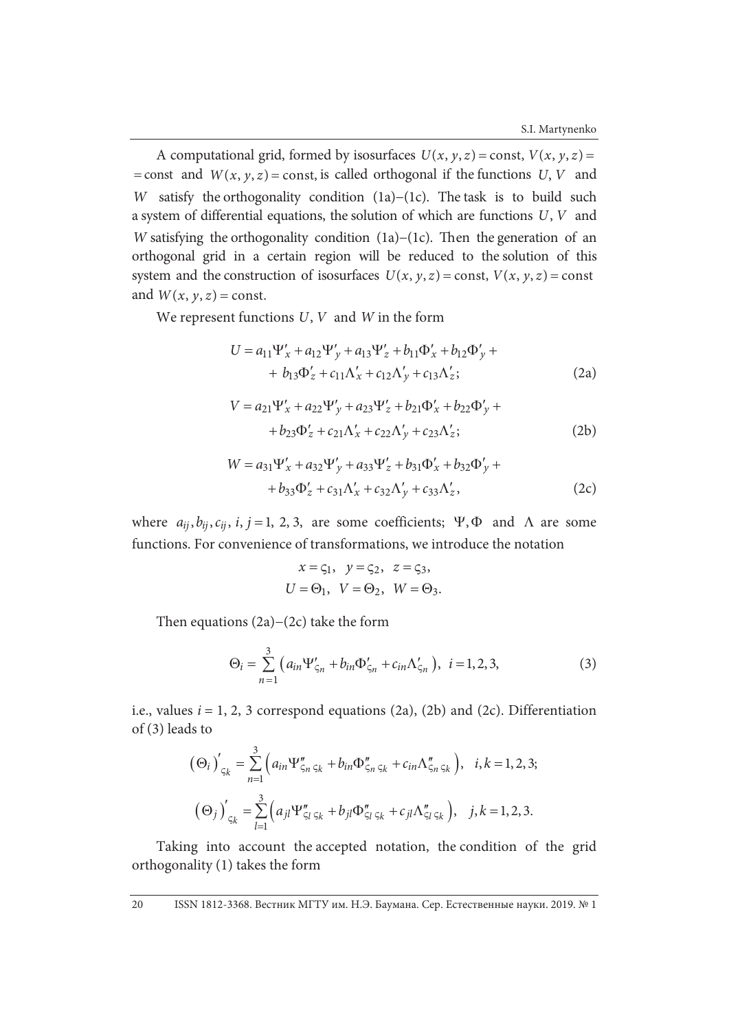A computational grid, formed by isosurfaces $U(x, y, z) = \text{const}$, $V(x, y, z) = \text{const}$ and $W(x, y, z) = \text{const}$, is called orthogonal if the functions $U$, $V$ and $W$ satisfy the orthogonality condition (1a)–(1c). The task is to build such a system of differential equations, the solution of which are functions $U$, $V$ and $W$ satisfying the orthogonality condition (1a)–(1c). Then the generation of an orthogonal grid in a certain region will be reduced to the solution of this system and the construction of isosurfaces $U(x, y, z) = \text{const}$, $V(x, y, z) = \text{const}$ and $W(x, y, z) = \text{const}$.

We represent functions $U$, $V$ and $W$ in the form

$$
\begin{aligned}
U = a_{11}\Psi'_x + a_{12}\Psi'_y + a_{13}\Psi'_z + b_{11}\Phi'_x + b_{12}\Phi'_y + \\
+ b_{13}\Phi'_z + c_{11}\Lambda'_x + c_{12}\Lambda'_y + c_{13}\Lambda'_z;
\end{aligned}
\tag{2a}
$$

$$
\begin{aligned}
V = a_{21}\Psi'_x + a_{22}\Psi'_y + a_{23}\Psi'_z + b_{21}\Phi'_x + b_{22}\Phi'_y + \\
+ b_{23}\Phi'_z + c_{21}\Lambda'_x + c_{22}\Lambda'_y + c_{23}\Lambda'_z;
\end{aligned}
\tag{2b}
$$

$$
\begin{aligned}
W = a_{31}\Psi'_x + a_{32}\Psi'_y + a_{33}\Psi'_z + b_{31}\Phi'_x + b_{32}\Phi'_y + \\
+ b_{33}\Phi'_z + c_{31}\Lambda'_x + c_{32}\Lambda'_y + c_{33}\Lambda'_z,
\end{aligned}
\tag{2c}
$$

where $a_{ij}, b_{ij}, c_{ij}$, $i, j = 1, 2, 3$, are some coefficients; $\Psi, \Phi$ and $\Lambda$ are some functions. For convenience of transformations, we introduce the notation

$$
x = \varsigma_1, \quad y = \varsigma_2, \quad z = \varsigma_3,
$$
$$
U = \Theta_1, \quad V = \Theta_2, \quad W = \Theta_3.
$$

Then equations (2a)–(2c) take the form

$$
\Theta_i = \sum_{n=1}^{3} \left( a_{in}\Psi'_{\varsigma_n} + b_{in}\Phi'_{\varsigma_n} + c_{in}\Lambda'_{\varsigma_n} \right), \quad i = 1, 2, 3,
\tag{3}
$$

i.e., values $i = 1, 2, 3$ correspond equations (2a), (2b) and (2c). Differentiation of (3) leads to

$$
\left(\Theta_i\right)'_{\varsigma_k} = \sum_{n=1}^{3} \left( a_{in}\Psi''_{\varsigma_n \varsigma_k} + b_{in}\Phi''_{\varsigma_n \varsigma_k} + c_{in}\Lambda''_{\varsigma_n \varsigma_k} \right), \quad i, k = 1, 2, 3;
$$

$$
\left(\Theta_j\right)'_{\varsigma_k} = \sum_{l=1}^{3} \left( a_{jl}\Psi''_{\varsigma_l \varsigma_k} + b_{jl}\Phi''_{\varsigma_l \varsigma_k} + c_{jl}\Lambda''_{\varsigma_l \varsigma_k} \right), \quad j, k = 1, 2, 3.
$$

Taking into account the accepted notation, the condition of the grid orthogonality (1) takes the form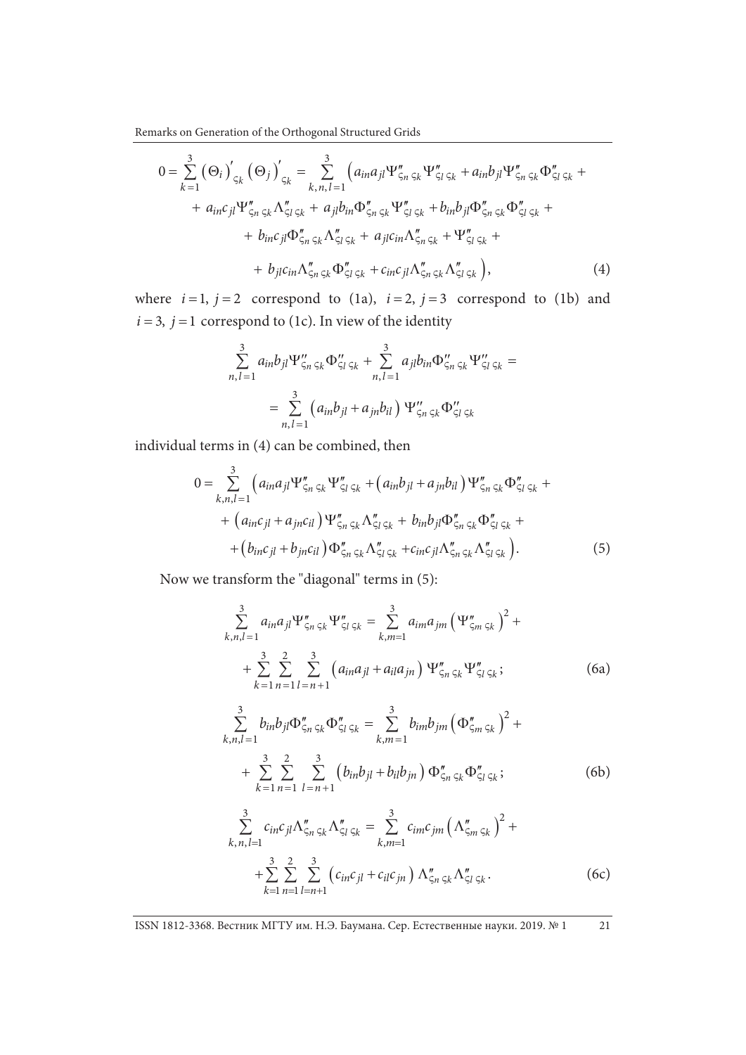$$0=\sum_{k=1}^{3}\left(\Theta_i\right)'_{\varsigma_k}\left(\Theta_j\right)'_{\varsigma_k}=\sum_{k,n,l=1}^{3}\Big(a_{in}a_{jl}\Psi''_{\varsigma_n\,\varsigma_k}\Psi''_{\varsigma_l\,\varsigma_k}+a_{in}b_{jl}\Psi''_{\varsigma_n\,\varsigma_k}\Phi''_{\varsigma_l\,\varsigma_k}+$$

$$+\ a_{in}c_{jl}\Psi''_{\varsigma_n\,\varsigma_k}\Lambda''_{\varsigma_l\,\varsigma_k}+\ a_{jl}b_{in}\Phi''_{\varsigma_n\,\varsigma_k}\Psi''_{\varsigma_l\,\varsigma_k}+b_{in}b_{jl}\Phi''_{\varsigma_n\,\varsigma_k}\Phi''_{\varsigma_l\,\varsigma_k}+$$

$$+\ b_{in}c_{jl}\Phi''_{\varsigma_n\,\varsigma_k}\Lambda''_{\varsigma_l\,\varsigma_k}+\ a_{jl}c_{in}\Lambda''_{\varsigma_n\,\varsigma_k}+\Psi''_{\varsigma_l\,\varsigma_k}+$$

$$+\ b_{jl}c_{in}\Lambda''_{\varsigma_n\,\varsigma_k}\Phi''_{\varsigma_l\,\varsigma_k}+c_{in}c_{jl}\Lambda''_{\varsigma_n\,\varsigma_k}\Lambda''_{\varsigma_l\,\varsigma_k}\Big),\qquad(4)$$

where $i=1,\ j=2$ correspond to (1a), $i=2,\ j=3$ correspond to (1b) and $i=3,\ j=1$ correspond to (1c). In view of the identity

$$\sum_{n,l=1}^{3}a_{in}b_{jl}\Psi''_{\varsigma_n\,\varsigma_k}\Phi''_{\varsigma_l\,\varsigma_k}+\sum_{n,l=1}^{3}a_{jl}b_{in}\Phi''_{\varsigma_n\,\varsigma_k}\Psi''_{\varsigma_l\,\varsigma_k}=$$

$$=\sum_{n,l=1}^{3}\left(a_{in}b_{jl}+a_{jn}b_{il}\right)\Psi''_{\varsigma_n\,\varsigma_k}\Phi''_{\varsigma_l\,\varsigma_k}$$

individual terms in (4) can be combined, then

$$0=\sum_{k,n,l=1}^{3}\Big(a_{in}a_{jl}\Psi''_{\varsigma_n\,\varsigma_k}\Psi''_{\varsigma_l\,\varsigma_k}+\left(a_{in}b_{jl}+a_{jn}b_{il}\right)\Psi''_{\varsigma_n\,\varsigma_k}\Phi''_{\varsigma_l\,\varsigma_k}+$$

$$+\left(a_{in}c_{jl}+a_{jn}c_{il}\right)\Psi''_{\varsigma_n\,\varsigma_k}\Lambda''_{\varsigma_l\,\varsigma_k}+\ b_{in}b_{jl}\Phi''_{\varsigma_n\,\varsigma_k}\Phi''_{\varsigma_l\,\varsigma_k}+$$

$$+\left(b_{in}c_{jl}+b_{jn}c_{il}\right)\Phi''_{\varsigma_n\,\varsigma_k}\Lambda''_{\varsigma_l\,\varsigma_k}+c_{in}c_{jl}\Lambda''_{\varsigma_n\,\varsigma_k}\Lambda''_{\varsigma_l\,\varsigma_k}\Big).\qquad(5)$$

Now we transform the "diagonal" terms in (5):

$$\sum_{k,n,l=1}^{3}a_{in}a_{jl}\Psi''_{\varsigma_n\,\varsigma_k}\Psi''_{\varsigma_l\,\varsigma_k}=\sum_{k,m=1}^{3}a_{im}a_{jm}\left(\Psi''_{\varsigma_m\,\varsigma_k}\right)^2+$$

$$+\sum_{k=1}^{3}\sum_{n=1}^{2}\sum_{l=n+1}^{3}\left(a_{in}a_{jl}+a_{il}a_{jn}\right)\Psi''_{\varsigma_n\,\varsigma_k}\Psi''_{\varsigma_l\,\varsigma_k};\qquad(6a)$$

$$\sum_{k,n,l=1}^{3}b_{in}b_{jl}\Phi''_{\varsigma_n\,\varsigma_k}\Phi''_{\varsigma_l\,\varsigma_k}=\sum_{k,m=1}^{3}b_{im}b_{jm}\left(\Phi''_{\varsigma_m\,\varsigma_k}\right)^2+$$

$$+\ \sum_{k=1}^{3}\sum_{n=1}^{2}\sum_{l=n+1}^{3}\left(b_{in}b_{jl}+b_{il}b_{jn}\right)\Phi''_{\varsigma_n\,\varsigma_k}\Phi''_{\varsigma_l\,\varsigma_k};\qquad(6b)$$

$$\sum_{k,n,l=1}^{3}c_{in}c_{jl}\Lambda''_{\varsigma_n\,\varsigma_k}\Lambda''_{\varsigma_l\,\varsigma_k}=\sum_{k,m=1}^{3}c_{im}c_{jm}\left(\Lambda''_{\varsigma_m\,\varsigma_k}\right)^2+$$

$$+\sum_{k=1}^{3}\sum_{n=1}^{2}\sum_{l=n+1}^{3}\left(c_{in}c_{jl}+c_{il}c_{jn}\right)\Lambda''_{\varsigma_n\,\varsigma_k}\Lambda''_{\varsigma_l\,\varsigma_k}.\qquad(6c)$$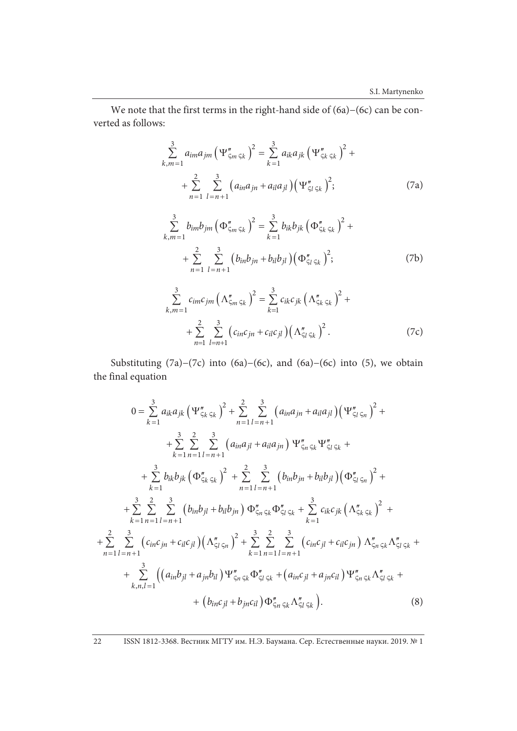We note that the first terms in the right-hand side of (6a)–(6c) can be converted as follows:

$$\sum_{k,m=1}^{3} a_{im}a_{jm}\left(\Psi''_{\varsigma_m\,\varsigma_k}\right)^2 = \sum_{k=1}^{3} a_{ik}a_{jk}\left(\Psi''_{\varsigma_k\,\varsigma_k}\right)^2 + \sum_{n=1}^{2}\sum_{l=n+1}^{3}\left(a_{in}a_{jn}+a_{il}a_{jl}\right)\left(\Psi''_{\varsigma_l\,\varsigma_k}\right)^2; \tag{7a}$$

$$\sum_{k,m=1}^{3} b_{im}b_{jm}\left(\Phi''_{\varsigma_m\,\varsigma_k}\right)^2 = \sum_{k=1}^{3} b_{ik}b_{jk}\left(\Phi''_{\varsigma_k\,\varsigma_k}\right)^2 + \sum_{n=1}^{2}\sum_{l=n+1}^{3}\left(b_{in}b_{jn}+b_{il}b_{jl}\right)\left(\Phi''_{\varsigma_l\,\varsigma_k}\right)^2; \tag{7b}$$

$$\sum_{k,m=1}^{3} c_{im}c_{jm}\left(\Lambda''_{\varsigma_m\,\varsigma_k}\right)^2 = \sum_{k=1}^{3} c_{ik}c_{jk}\left(\Lambda''_{\varsigma_k\,\varsigma_k}\right)^2 + \sum_{n=1}^{2}\sum_{l=n+1}^{3}\left(c_{in}c_{jn}+c_{il}c_{jl}\right)\left(\Lambda''_{\varsigma_l\,\varsigma_k}\right)^2. \tag{7c}$$

Substituting (7a)–(7c) into (6a)–(6c), and (6a)–(6c) into (5), we obtain the final equation

$$\begin{aligned}
0 = {} & \sum_{k=1}^{3} a_{ik}a_{jk}\left(\Psi''_{\varsigma_k\,\varsigma_k}\right)^2 + \sum_{n=1}^{2}\sum_{l=n+1}^{3}\left(a_{in}a_{jn}+a_{il}a_{jl}\right)\left(\Psi''_{\varsigma_l\,\varsigma_n}\right)^2 + \\
& + \sum_{k=1}^{3}\sum_{n=1}^{2}\sum_{l=n+1}^{3}\left(a_{in}a_{jl}+a_{il}a_{jn}\right)\Psi''_{\varsigma_n\,\varsigma_k}\Psi''_{\varsigma_l\,\varsigma_k} + \\
& + \sum_{k=1}^{3} b_{ik}b_{jk}\left(\Phi''_{\varsigma_k\,\varsigma_k}\right)^2 + \sum_{n=1}^{2}\sum_{l=n+1}^{3}\left(b_{in}b_{jn}+b_{il}b_{jl}\right)\left(\Phi''_{\varsigma_l\,\varsigma_n}\right)^2 + \\
& + \sum_{k=1}^{3}\sum_{n=1}^{2}\sum_{l=n+1}^{3}\left(b_{in}b_{jl}+b_{il}b_{jn}\right)\Phi''_{\varsigma_n\,\varsigma_k}\Phi''_{\varsigma_l\,\varsigma_k} + \sum_{k=1}^{3} c_{ik}c_{jk}\left(\Lambda''_{\varsigma_k\,\varsigma_k}\right)^2 + \\
& + \sum_{n=1}^{2}\sum_{l=n+1}^{3}\left(c_{in}c_{jn}+c_{il}c_{jl}\right)\left(\Lambda''_{\varsigma_l\,\varsigma_n}\right)^2 + \sum_{k=1}^{3}\sum_{n=1}^{2}\sum_{l=n+1}^{3}\left(c_{in}c_{jl}+c_{il}c_{jn}\right)\Lambda''_{\varsigma_n\,\varsigma_k}\Lambda''_{\varsigma_l\,\varsigma_k} + \\
& + \sum_{k,n,l=1}^{3}\Big(\left(a_{in}b_{jl}+a_{jn}b_{il}\right)\Psi''_{\varsigma_n\,\varsigma_k}\Phi''_{\varsigma_l\,\varsigma_k} + \left(a_{in}c_{jl}+a_{jn}c_{il}\right)\Psi''_{\varsigma_n\,\varsigma_k}\Lambda''_{\varsigma_l\,\varsigma_k} + \\
& + \left(b_{in}c_{jl}+b_{jn}c_{il}\right)\Phi''_{\varsigma_n\,\varsigma_k}\Lambda''_{\varsigma_l\,\varsigma_k}\Big).
\end{aligned} \tag{8}$$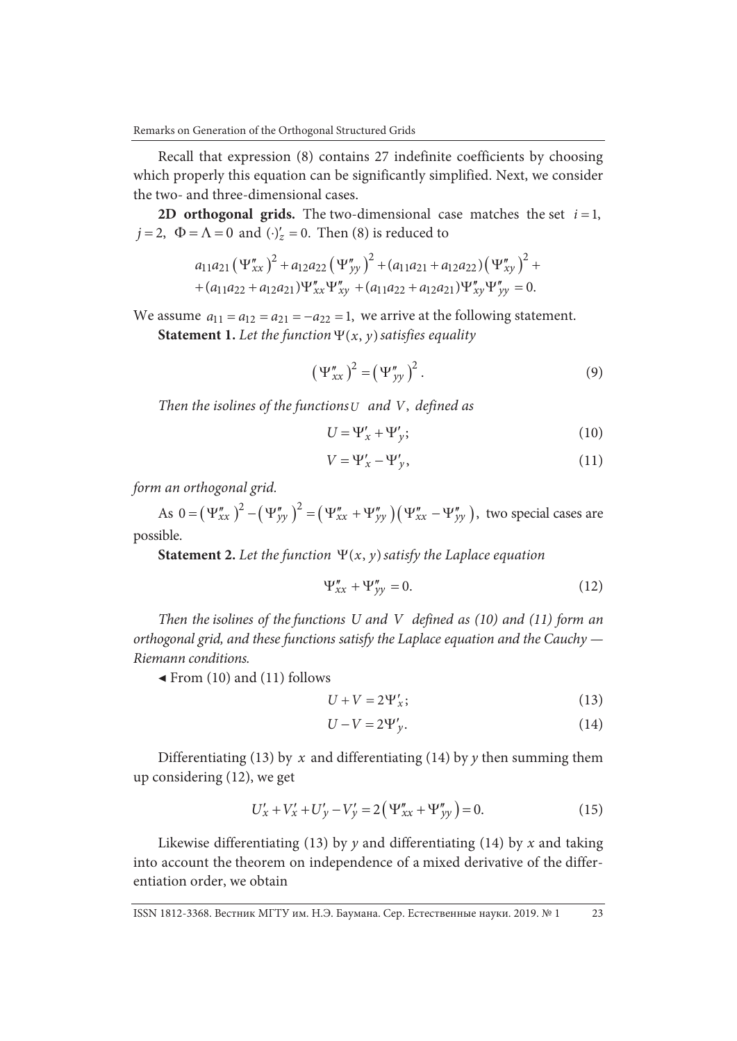Recall that expression (8) contains 27 indefinite coefficients by choosing which properly this equation can be significantly simplified. Next, we consider the two- and three-dimensional cases.

**2D orthogonal grids.** The two-dimensional case matches the set $i = 1$, $j = 2$, $\Phi = \Lambda = 0$ and $(\cdot)'_z = 0$. Then (8) is reduced to

$$a_{11}a_{21}\left(\Psi''_{xx}\right)^2 + a_{12}a_{22}\left(\Psi''_{yy}\right)^2 + (a_{11}a_{21} + a_{12}a_{22})\left(\Psi''_{xy}\right)^2 +$$
$$+(a_{11}a_{22} + a_{12}a_{21})\Psi''_{xx}\Psi''_{xy} + (a_{11}a_{22} + a_{12}a_{21})\Psi''_{xy}\Psi''_{yy} = 0.$$

We assume $a_{11} = a_{12} = a_{21} = -a_{22} = 1$, we arrive at the following statement.

**Statement 1.** *Let the function* $\Psi(x, y)$ *satisfies equality*

$$\left(\Psi''_{xx}\right)^2 = \left(\Psi''_{yy}\right)^2. \tag{9}$$

*Then the isolines of the functions* $U$ *and* $V$, *defined as*

$$U = \Psi'_x + \Psi'_y; \tag{10}$$

$$V = \Psi'_x - \Psi'_y, \tag{11}$$

*form an orthogonal grid.*

As $0 = \left(\Psi''_{xx}\right)^2 - \left(\Psi''_{yy}\right)^2 = \left(\Psi''_{xx} + \Psi''_{yy}\right)\left(\Psi''_{xx} - \Psi''_{yy}\right)$, two special cases are possible.

**Statement 2.** *Let the function* $\Psi(x, y)$ *satisfy the Laplace equation*

$$\Psi''_{xx} + \Psi''_{yy} = 0. \tag{12}$$

*Then the isolines of the functions* $U$ *and* $V$ *defined as (10) and (11) form an orthogonal grid, and these functions satisfy the Laplace equation and the Cauchy — Riemann conditions.*

◄ From (10) and (11) follows

$$U + V = 2\Psi'_x; \tag{13}$$

$$U - V = 2\Psi'_y. \tag{14}$$

Differentiating (13) by $x$ and differentiating (14) by $y$ then summing them up considering (12), we get

$$U'_x + V'_x + U'_y - V'_y = 2\left(\Psi''_{xx} + \Psi''_{yy}\right) = 0. \tag{15}$$

Likewise differentiating (13) by $y$ and differentiating (14) by $x$ and taking into account the theorem on independence of a mixed derivative of the differentiation order, we obtain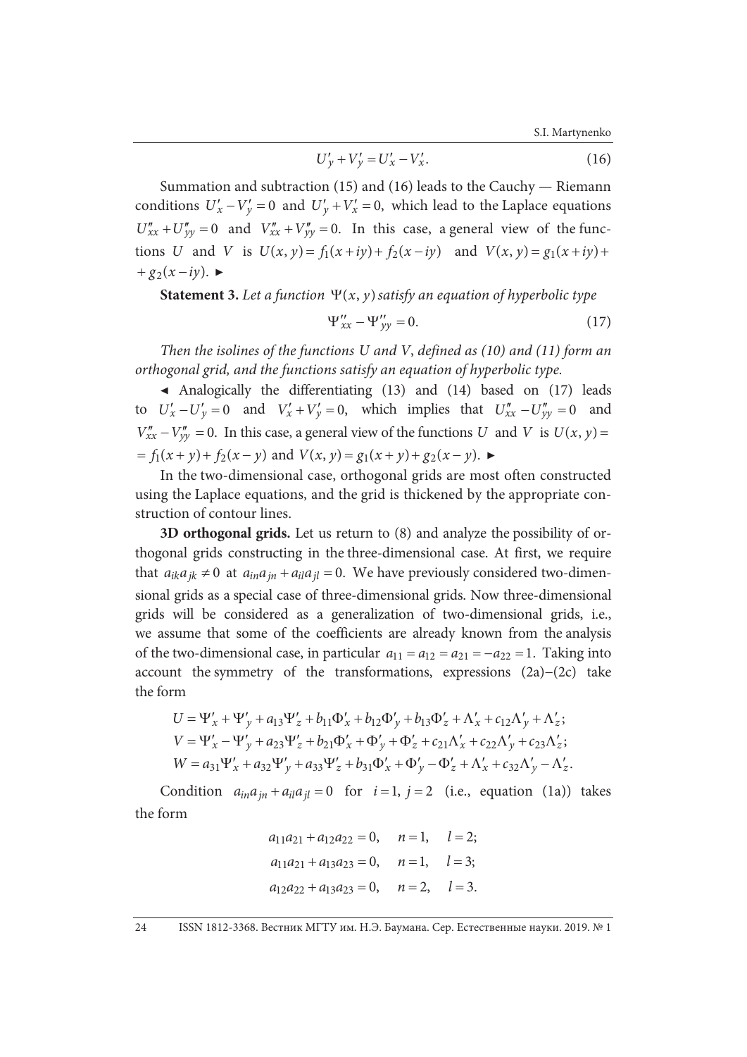$$U'_y + V'_y = U'_x - V'_x. \tag{16}$$

Summation and subtraction (15) and (16) leads to the Cauchy — Riemann conditions $U'_x - V'_y = 0$ and $U'_y + V'_x = 0$, which lead to the Laplace equations $U''_{xx} + U''_{yy} = 0$ and $V''_{xx} + V''_{yy} = 0$. In this case, a general view of the functions $U$ and $V$ is $U(x, y) = f_1(x + iy) + f_2(x - iy)$ and $V(x, y) = g_1(x + iy) + g_2(x - iy)$. ►

**Statement 3.** *Let a function $\Psi(x, y)$ satisfy an equation of hyperbolic type*

$$\Psi''_{xx} - \Psi''_{yy} = 0. \tag{17}$$

*Then the isolines of the functions U and V, defined as (10) and (11) form an orthogonal grid, and the functions satisfy an equation of hyperbolic type.*

◄ Analogically the differentiating (13) and (14) based on (17) leads to $U'_x - U'_y = 0$ and $V'_x + V'_y = 0$, which implies that $U''_{xx} - U''_{yy} = 0$ and $V''_{xx} - V''_{yy} = 0$. In this case, a general view of the functions $U$ and $V$ is $U(x, y) = f_1(x + y) + f_2(x - y)$ and $V(x, y) = g_1(x + y) + g_2(x - y)$. ►

In the two-dimensional case, orthogonal grids are most often constructed using the Laplace equations, and the grid is thickened by the appropriate construction of contour lines.

**3D orthogonal grids.** Let us return to (8) and analyze the possibility of orthogonal grids constructing in the three-dimensional case. At first, we require that $a_{ik}a_{jk} \neq 0$ at $a_{in}a_{jn} + a_{il}a_{jl} = 0$. We have previously considered two-dimensional grids as a special case of three-dimensional grids. Now three-dimensional grids will be considered as a generalization of two-dimensional grids, i.e., we assume that some of the coefficients are already known from the analysis of the two-dimensional case, in particular $a_{11} = a_{12} = a_{21} = -a_{22} = 1$. Taking into account the symmetry of the transformations, expressions (2a)–(2c) take the form

$$U = \Psi'_x + \Psi'_y + a_{13}\Psi'_z + b_{11}\Phi'_x + b_{12}\Phi'_y + b_{13}\Phi'_z + \Lambda'_x + c_{12}\Lambda'_y + \Lambda'_z;$$
$$V = \Psi'_x - \Psi'_y + a_{23}\Psi'_z + b_{21}\Phi'_x + \Phi'_y + \Phi'_z + c_{21}\Lambda'_x + c_{22}\Lambda'_y + c_{23}\Lambda'_z;$$
$$W = a_{31}\Psi'_x + a_{32}\Psi'_y + a_{33}\Psi'_z + b_{31}\Phi'_x + \Phi'_y - \Phi'_z + \Lambda'_x + c_{32}\Lambda'_y - \Lambda'_z.$$

Condition $a_{in}a_{jn} + a_{il}a_{jl} = 0$ for $i = 1$, $j = 2$ (i.e., equation (1a)) takes the form

$$a_{11}a_{21} + a_{12}a_{22} = 0, \quad n = 1, \quad l = 2;$$
$$a_{11}a_{21} + a_{13}a_{23} = 0, \quad n = 1, \quad l = 3;$$
$$a_{12}a_{22} + a_{13}a_{23} = 0, \quad n = 2, \quad l = 3.$$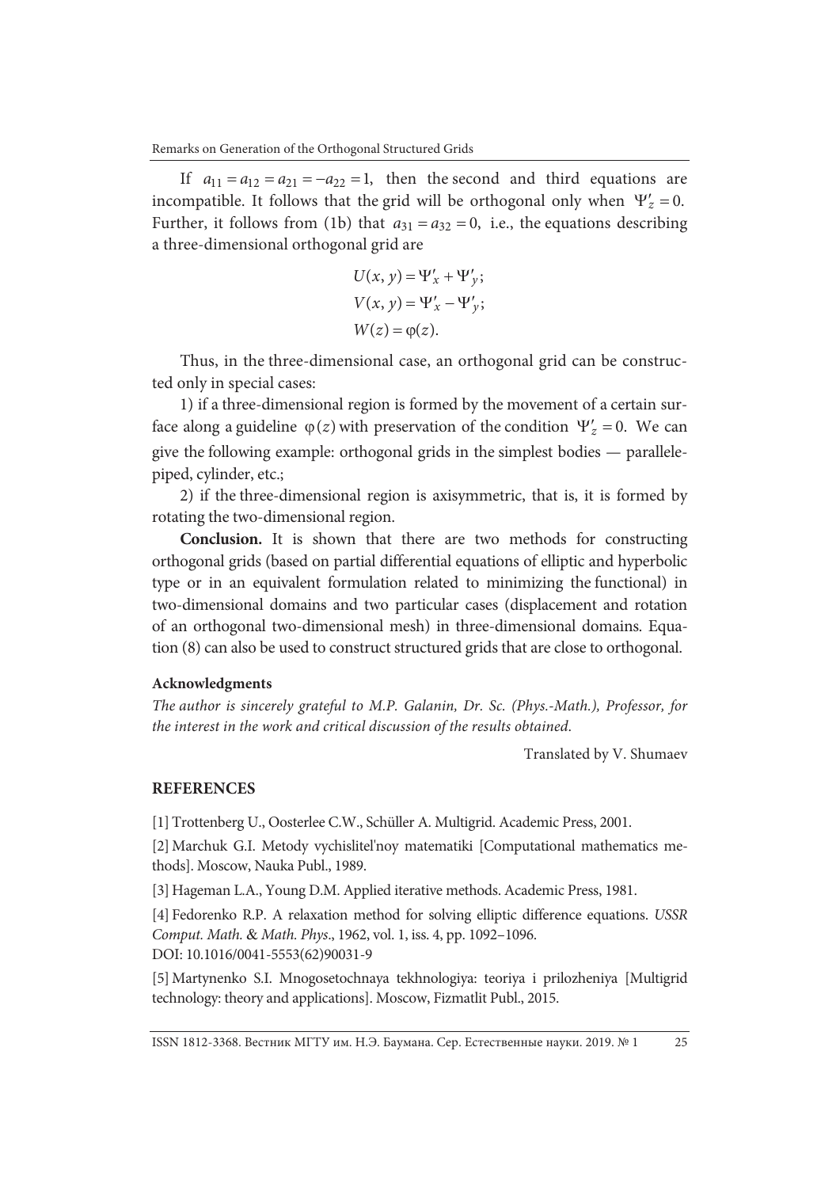If $a_{11} = a_{12} = a_{21} = -a_{22} = 1$, then the second and third equations are incompatible. It follows that the grid will be orthogonal only when $\Psi'_z = 0$. Further, it follows from (1b) that $a_{31} = a_{32} = 0$, i.e., the equations describing a three-dimensional orthogonal grid are

$$U(x, y) = \Psi'_x + \Psi'_y;$$
$$V(x, y) = \Psi'_x - \Psi'_y;$$
$$W(z) = \varphi(z).$$

Thus, in the three-dimensional case, an orthogonal grid can be constructed only in special cases:

1) if a three-dimensional region is formed by the movement of a certain surface along a guideline $\varphi(z)$ with preservation of the condition $\Psi'_z = 0$. We can give the following example: orthogonal grids in the simplest bodies — parallelepiped, cylinder, etc.;

2) if the three-dimensional region is axisymmetric, that is, it is formed by rotating the two-dimensional region.

**Conclusion.** It is shown that there are two methods for constructing orthogonal grids (based on partial differential equations of elliptic and hyperbolic type or in an equivalent formulation related to minimizing the functional) in two-dimensional domains and two particular cases (displacement and rotation of an orthogonal two-dimensional mesh) in three-dimensional domains. Equation (8) can also be used to construct structured grids that are close to orthogonal.

#### Acknowledgments

*The author is sincerely grateful to M.P. Galanin, Dr. Sc. (Phys.-Math.), Professor, for the interest in the work and critical discussion of the results obtained.*

Translated by V. Shumaev

## REFERENCES

[1] Trottenberg U., Oosterlee C.W., Schüller A. Multigrid. Academic Press, 2001.

[2] Marchuk G.I. Metody vychislitel'noy matematiki [Computational mathematics methods]. Moscow, Nauka Publ., 1989.

[3] Hageman L.A., Young D.M. Applied iterative methods. Academic Press, 1981.

[4] Fedorenko R.P. A relaxation method for solving elliptic difference equations. *USSR Comput. Math. & Math. Phys.*, 1962, vol. 1, iss. 4, pp. 1092–1096. DOI: 10.1016/0041-5553(62)90031-9

[5] Martynenko S.I. Mnogosetochnaya tekhnologiya: teoriya i prilozheniya [Multigrid technology: theory and applications]. Moscow, Fizmatlit Publ., 2015.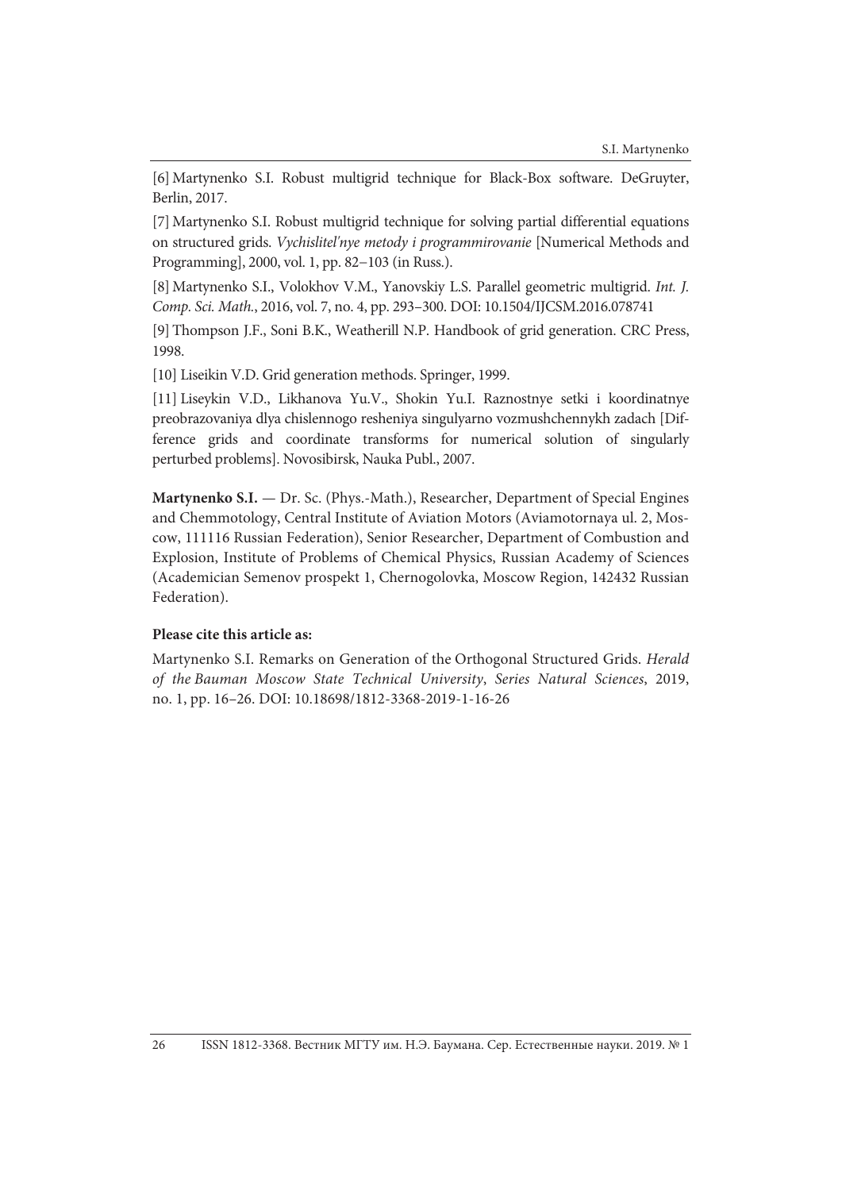[6] Martynenko S.I. Robust multigrid technique for Black-Box software. DeGruyter, Berlin, 2017.

[7] Martynenko S.I. Robust multigrid technique for solving partial differential equations on structured grids. *Vychislitel'nye metody i programmirovanie* [Numerical Methods and Programming], 2000, vol. 1, pp. 82–103 (in Russ.).

[8] Martynenko S.I., Volokhov V.M., Yanovskiy L.S. Parallel geometric multigrid. *Int. J. Comp. Sci. Math.*, 2016, vol. 7, no. 4, pp. 293–300. DOI: 10.1504/IJCSM.2016.078741

[9] Thompson J.F., Soni B.K., Weatherill N.P. Handbook of grid generation. CRC Press, 1998.

[10] Liseikin V.D. Grid generation methods. Springer, 1999.

[11] Liseykin V.D., Likhanova Yu.V., Shokin Yu.I. Raznostnye setki i koordinatnye preobrazovaniya dlya chislennogo resheniya singulyarno vozmushchennykh zadach [Difference grids and coordinate transforms for numerical solution of singularly perturbed problems]. Novosibirsk, Nauka Publ., 2007.

**Martynenko S.I.** — Dr. Sc. (Phys.-Math.), Researcher, Department of Special Engines and Chemmotology, Central Institute of Aviation Motors (Aviamotornaya ul. 2, Moscow, 111116 Russian Federation), Senior Researcher, Department of Combustion and Explosion, Institute of Problems of Chemical Physics, Russian Academy of Sciences (Academician Semenov prospekt 1, Chernogolovka, Moscow Region, 142432 Russian Federation).

**Please cite this article as:**

Martynenko S.I. Remarks on Generation of the Orthogonal Structured Grids. *Herald of the Bauman Moscow State Technical University*, *Series Natural Sciences*, 2019, no. 1, pp. 16–26. DOI: 10.18698/1812-3368-2019-1-16-26